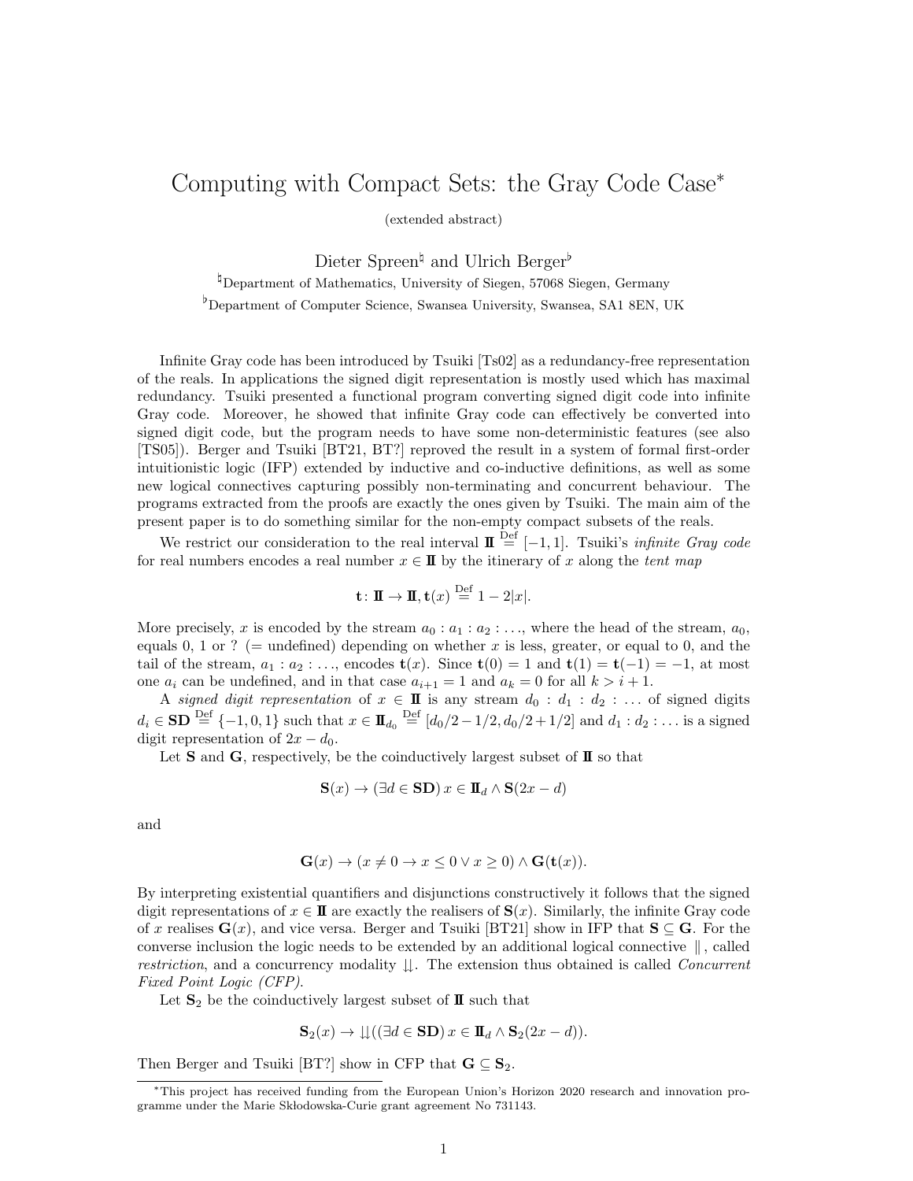# Computing with Compact Sets: the Gray Code Case*

(extended abstract)

Dieter Spreen[♮] and Ulrich Berger[♭]

[♮]Department of Mathematics, University of Siegen, 57068 Siegen, Germany

[♭]Department of Computer Science, Swansea University, Swansea, SA1 8EN, UK

Infinite Gray code has been introduced by Tsuiki [Ts02] as a redundancy-free representation of the reals. In applications the signed digit representation is mostly used which has maximal redundancy. Tsuiki presented a functional program converting signed digit code into infinite Gray code. Moreover, he showed that infinite Gray code can effectively be converted into signed digit code, but the program needs to have some non-deterministic features (see also [TS05]). Berger and Tsuiki [BT21, BT?] reproved the result in a system of formal first-order intuitionistic logic (IFP) extended by inductive and co-inductive definitions, as well as some new logical connectives capturing possibly non-terminating and concurrent behaviour. The programs extracted from the proofs are exactly the ones given by Tsuiki. The main aim of the present paper is to do something similar for the non-empty compact subsets of the reals.

We restrict our consideration to the real interval $\mathbb{I} \stackrel{\text{Def}}{=} [-1, 1]$. Tsuiki's *infinite Gray code* for real numbers encodes a real number $x \in \mathbb{I}$ by the itinerary of $x$ along the *tent map*

$$\mathbf{t} \colon \mathbb{I} \to \mathbb{I}, \mathbf{t}(x) \stackrel{\text{Def}}{=} 1 - 2|x|.$$

More precisely, $x$ is encoded by the stream $a_0 : a_1 : a_2 : \ldots$, where the head of the stream, $a_0$, equals 0, 1 or ? (= undefined) depending on whether $x$ is less, greater, or equal to 0, and the tail of the stream, $a_1 : a_2 : \ldots$, encodes $\mathbf{t}(x)$. Since $\mathbf{t}(0) = 1$ and $\mathbf{t}(1) = \mathbf{t}(-1) = -1$, at most one $a_i$ can be undefined, and in that case $a_{i+1} = 1$ and $a_k = 0$ for all $k > i + 1$.

A *signed digit representation* of $x \in \mathbb{I}$ is any stream $d_0 : d_1 : d_2 : \ldots$ of signed digits $d_i \in \mathbf{SD} \stackrel{\text{Def}}{=} \{-1, 0, 1\}$ such that $x \in \mathbb{I}_{d_0} \stackrel{\text{Def}}{=} [d_0/2 - 1/2, d_0/2 + 1/2]$ and $d_1 : d_2 : \ldots$ is a signed digit representation of $2x - d_0$.

Let $\mathbf{S}$ and $\mathbf{G}$, respectively, be the coinductively largest subset of $\mathbb{I}$ so that

$$\mathbf{S}(x) \to (\exists d \in \mathbf{SD})\, x \in \mathbb{I}_d \wedge \mathbf{S}(2x - d)$$

and

$$\mathbf{G}(x) \to (x \neq 0 \to x \leq 0 \vee x \geq 0) \wedge \mathbf{G}(\mathbf{t}(x)).$$

By interpreting existential quantifiers and disjunctions constructively it follows that the signed digit representations of $x \in \mathbb{I}$ are exactly the realisers of $\mathbf{S}(x)$. Similarly, the infinite Gray code of $x$ realises $\mathbf{G}(x)$, and vice versa. Berger and Tsuiki [BT21] show in IFP that $\mathbf{S} \subseteq \mathbf{G}$. For the converse inclusion the logic needs to be extended by an additional logical connective $\|$, called *restriction*, and a concurrency modality $\downdownarrows$. The extension thus obtained is called *Concurrent Fixed Point Logic (CFP)*.

Let $\mathbf{S}_2$ be the coinductively largest subset of $\mathbb{I}$ such that

$$\mathbf{S}_2(x) \to \downdownarrows((\exists d \in \mathbf{SD})\, x \in \mathbb{I}_d \wedge \mathbf{S}_2(2x - d)).$$

Then Berger and Tsuiki [BT?] show in CFP that $\mathbf{G} \subseteq \mathbf{S}_2$.

---

*This project has received funding from the European Union's Horizon 2020 research and innovation programme under the Marie Skłodowska-Curie grant agreement No 731143.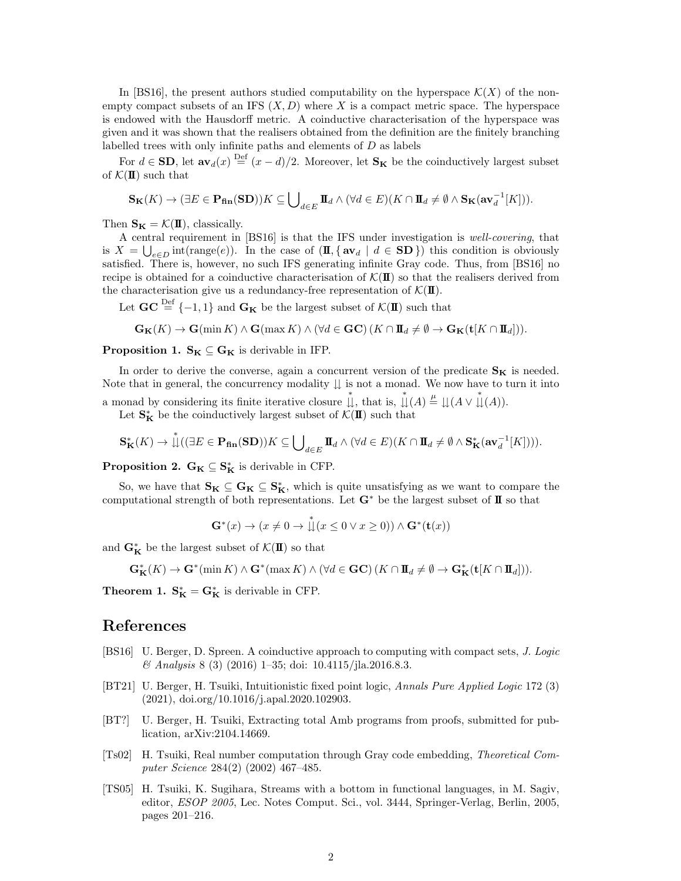In [BS16], the present authors studied computability on the hyperspace $\mathcal{K}(X)$ of the non-empty compact subsets of an IFS $(X, D)$ where $X$ is a compact metric space. The hyperspace is endowed with the Hausdorff metric. A coinductive characterisation of the hyperspace was given and it was shown that the realisers obtained from the definition are the finitely branching labelled trees with only infinite paths and elements of $D$ as labels

For $d \in \mathbf{SD}$, let $\mathbf{av}_d(x) \stackrel{\text{Def}}{=} (x - d)/2$. Moreover, let $\mathbf{S_K}$ be the coinductively largest subset of $\mathcal{K}(\mathbf{I\!I})$ such that

$$\mathbf{S_K}(K) \to (\exists E \in \mathbf{P_{fin}}(\mathbf{SD}))K \subseteq \bigcup\nolimits_{d \in E} \mathbf{I\!I}_d \wedge (\forall d \in E)(K \cap \mathbf{I\!I}_d \neq \emptyset \wedge \mathbf{S_K}(\mathbf{av}_d^{-1}[K])).$$

Then $\mathbf{S_K} = \mathcal{K}(\mathbf{I\!I})$, classically.

A central requirement in [BS16] is that the IFS under investigation is *well-covering*, that is $X = \bigcup_{e \in D} \text{int}(\text{range}(e))$. In the case of $(\mathbf{I\!I}, \{\, \mathbf{av}_d \mid d \in \mathbf{SD} \,\})$ this condition is obviously satisfied. There is, however, no such IFS generating infinite Gray code. Thus, from [BS16] no recipe is obtained for a coinductive characterisation of $\mathcal{K}(\mathbf{I\!I})$ so that the realisers derived from the characterisation give us a redundancy-free representation of $\mathcal{K}(\mathbf{I\!I})$.

Let $\mathbf{GC} \stackrel{\text{Def}}{=} \{-1, 1\}$ and $\mathbf{G_K}$ be the largest subset of $\mathcal{K}(\mathbf{I\!I})$ such that

$$\mathbf{G_K}(K) \to \mathbf{G}(\min K) \wedge \mathbf{G}(\max K) \wedge (\forall d \in \mathbf{GC})\, (K \cap \mathbf{I\!I}_d \neq \emptyset \to \mathbf{G_K}(\mathbf{t}[K \cap \mathbf{I\!I}_d])).$$

**Proposition 1.** $\mathbf{S_K} \subseteq \mathbf{G_K}$ is derivable in IFP.

In order to derive the converse, again a concurrent version of the predicate $\mathbf{S_K}$ is needed. Note that in general, the concurrency modality $\downdownarrows$ is not a monad. We now have to turn it into a monad by considering its finite iterative closure $\overset{*}{\downdownarrows}$, that is, $\overset{*}{\downdownarrows}(A) \stackrel{\mu}{=} \downdownarrows(A \vee \overset{*}{\downdownarrows}(A))$.

Let $\mathbf{S}^*_\mathbf{K}$ be the coinductively largest subset of $\mathcal{K}(\mathbf{I\!I})$ such that

$$\mathbf{S}^*_\mathbf{K}(K) \to \overset{*}{\downdownarrows}((\exists E \in \mathbf{P_{fin}}(\mathbf{SD}))K \subseteq \bigcup\nolimits_{d \in E} \mathbf{I\!I}_d \wedge (\forall d \in E)(K \cap \mathbf{I\!I}_d \neq \emptyset \wedge \mathbf{S}^*_\mathbf{K}(\mathbf{av}_d^{-1}[K]))).$$

**Proposition 2.** $\mathbf{G_K} \subseteq \mathbf{S}^*_\mathbf{K}$ is derivable in CFP.

So, we have that $\mathbf{S_K} \subseteq \mathbf{G_K} \subseteq \mathbf{S}^*_\mathbf{K}$, which is quite unsatisfying as we want to compare the computational strength of both representations. Let $\mathbf{G}^*$ be the largest subset of $\mathbf{I\!I}$ so that

$$\mathbf{G}^*(x) \to (x \neq 0 \to \overset{*}{\downdownarrows}(x \leq 0 \vee x \geq 0)) \wedge \mathbf{G}^*(\mathbf{t}(x))$$

and $\mathbf{G}^*_\mathbf{K}$ be the largest subset of $\mathcal{K}(\mathbf{I\!I})$ so that

$$\mathbf{G}^*_\mathbf{K}(K) \to \mathbf{G}^*(\min K) \wedge \mathbf{G}^*(\max K) \wedge (\forall d \in \mathbf{GC})\, (K \cap \mathbf{I\!I}_d \neq \emptyset \to \mathbf{G}^*_\mathbf{K}(\mathbf{t}[K \cap \mathbf{I\!I}_d])).$$

**Theorem 1.** $\mathbf{S}^*_\mathbf{K} = \mathbf{G}^*_\mathbf{K}$ is derivable in CFP.

## References

[BS16] U. Berger, D. Spreen. A coinductive approach to computing with compact sets, *J. Logic & Analysis* 8 (3) (2016) 1–35; doi: 10.4115/jla.2016.8.3.

[BT21] U. Berger, H. Tsuiki, Intuitionistic fixed point logic, *Annals Pure Applied Logic* 172 (3) (2021), doi.org/10.1016/j.apal.2020.102903.

[BT?] U. Berger, H. Tsuiki, Extracting total Amb programs from proofs, submitted for publication, arXiv:2104.14669.

[Ts02] H. Tsuiki, Real number computation through Gray code embedding, *Theoretical Computer Science* 284(2) (2002) 467–485.

[TS05] H. Tsuiki, K. Sugihara, Streams with a bottom in functional languages, in M. Sagiv, editor, *ESOP 2005*, Lec. Notes Comput. Sci., vol. 3444, Springer-Verlag, Berlin, 2005, pages 201–216.